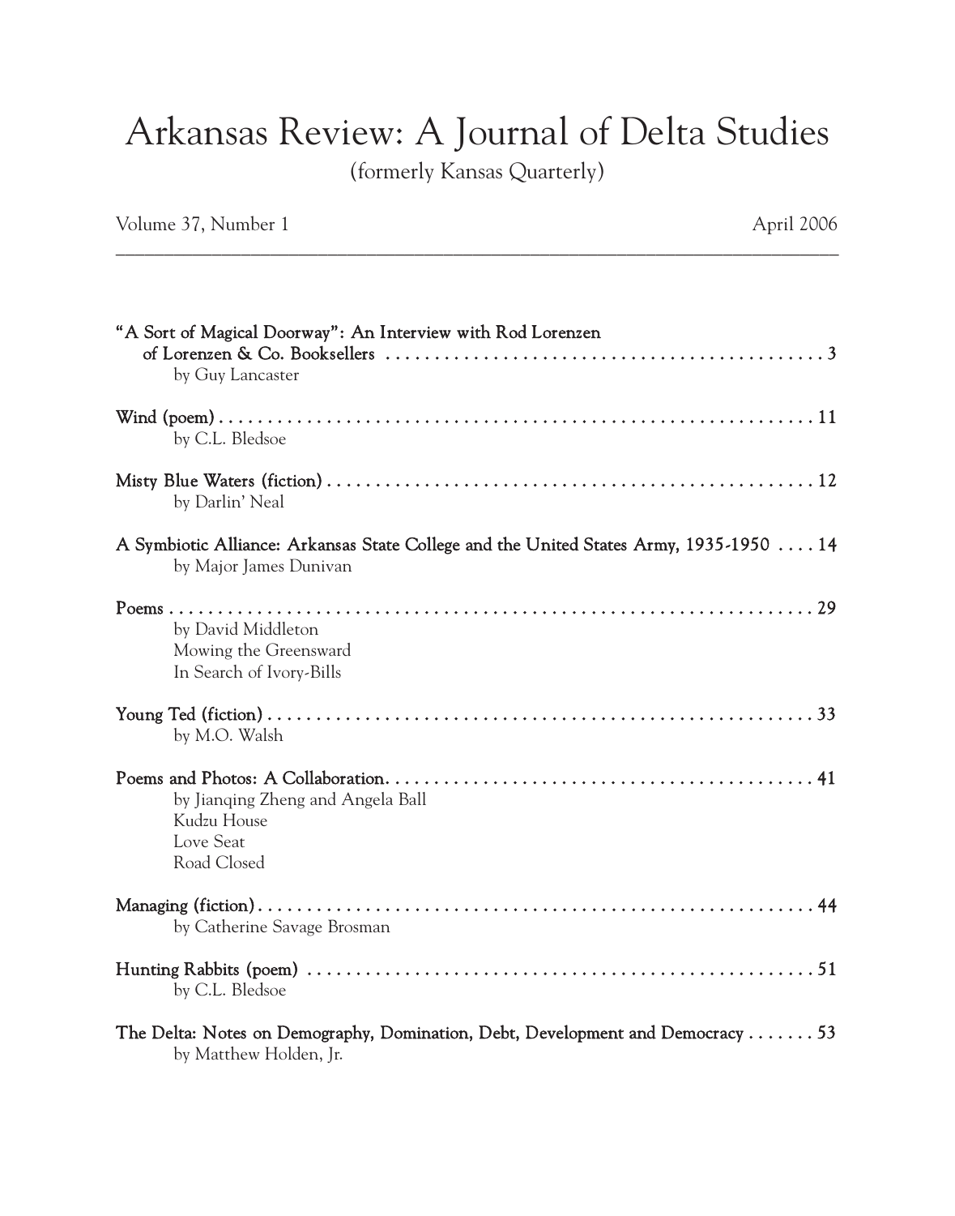# Arkansas Review: A Journal of Delta Studies

(formerly Kansas Quarterly)

Volume 37, Number 1 — April 2006

---

**"A Sort of Magical Doorway": An Interview with Rod Lorenzen of Lorenzen & Co. Booksellers** . . . . . 3
by Guy Lancaster

**Wind (poem)** . . . . . 11
by C.L. Bledsoe

**Misty Blue Waters (fiction)** . . . . . 12
by Darlin' Neal

**A Symbiotic Alliance: Arkansas State College and the United States Army, 1935-1950** . . . . 14
by Major James Dunivan

**Poems** . . . . . 29
by David Middleton
Mowing the Greensward
In Search of Ivory-Bills

**Young Ted (fiction)** . . . . . 33
by M.O. Walsh

**Poems and Photos: A Collaboration** . . . . . 41
by Jianqing Zheng and Angela Ball
Kudzu House
Love Seat
Road Closed

**Managing (fiction)** . . . . . 44
by Catherine Savage Brosman

**Hunting Rabbits (poem)** . . . . . 51
by C.L. Bledsoe

**The Delta: Notes on Demography, Domination, Debt, Development and Democracy** . . . . . . . 53
by Matthew Holden, Jr.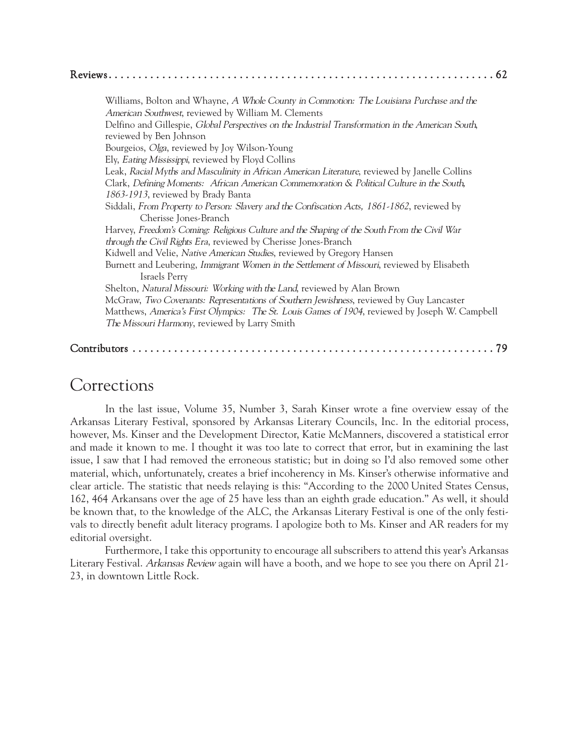**Reviews** . . . . . . . . . . . . . . . . . . . . . . . . . . . . . . . . . . . . . . . . . . . . . . . . . . . . . . . . . . . . . . 62

Williams, Bolton and Whayne, *A Whole County in Commotion: The Louisiana Purchase and the American Southwest*, reviewed by William M. Clements
Delfino and Gillespie, *Global Perspectives on the Industrial Transformation in the American South*, reviewed by Ben Johnson
Bourgeios, *Olga*, reviewed by Joy Wilson-Young
Ely, *Eating Mississippi*, reviewed by Floyd Collins
Leak, *Racial Myths and Masculinity in African American Literature*, reviewed by Janelle Collins
Clark, *Defining Moments: African American Commemoration & Political Culture in the South, 1863-1913*, reviewed by Brady Banta
Siddali, *From Property to Person: Slavery and the Confiscation Acts, 1861-1862*, reviewed by Cherisse Jones-Branch
Harvey, *Freedom's Coming: Religious Culture and the Shaping of the South From the Civil War through the Civil Rights Era*, reviewed by Cherisse Jones-Branch
Kidwell and Velie, *Native American Studies*, reviewed by Gregory Hansen
Burnett and Leubering, *Immigrant Women in the Settlement of Missouri*, reviewed by Elisabeth Israels Perry
Shelton, *Natural Missouri: Working with the Land*, reviewed by Alan Brown
McGraw, *Two Covenants: Representations of Southern Jewishness*, reviewed by Guy Lancaster
Matthews, *America's First Olympics: The St. Louis Games of 1904*, reviewed by Joseph W. Campbell
*The Missouri Harmony*, reviewed by Larry Smith

**Contributors** . . . . . . . . . . . . . . . . . . . . . . . . . . . . . . . . . . . . . . . . . . . . . . . . . . . . . . . . . . . 79

# Corrections

In the last issue, Volume 35, Number 3, Sarah Kinser wrote a fine overview essay of the Arkansas Literary Festival, sponsored by Arkansas Literary Councils, Inc. In the editorial process, however, Ms. Kinser and the Development Director, Katie McManners, discovered a statistical error and made it known to me. I thought it was too late to correct that error, but in examining the last issue, I saw that I had removed the erroneous statistic; but in doing so I'd also removed some other material, which, unfortunately, creates a brief incoherency in Ms. Kinser's otherwise informative and clear article. The statistic that needs relaying is this: "According to the 2000 United States Census, 162, 464 Arkansans over the age of 25 have less than an eighth grade education." As well, it should be known that, to the knowledge of the ALC, the Arkansas Literary Festival is one of the only festivals to directly benefit adult literacy programs. I apologize both to Ms. Kinser and AR readers for my editorial oversight.

Furthermore, I take this opportunity to encourage all subscribers to attend this year's Arkansas Literary Festival. *Arkansas Review* again will have a booth, and we hope to see you there on April 21-23, in downtown Little Rock.